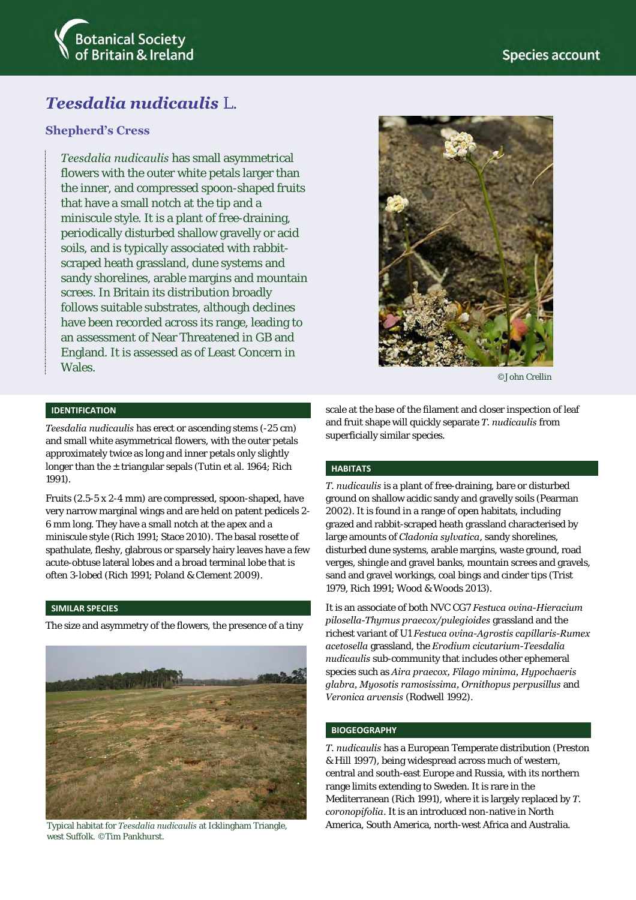# *Teesdalia nudicaulis* L.

## Shepherd's Cress

*Teesdalia nudicaulis* has small asymmetrical flowers with the outer white petals larger than the inner, and compressed spoon-shaped fruits that have a small notch at the tip and a miniscule style. It is a plant of free-draining, periodically disturbed shallow gravelly or acid soils, and is typically associated with rabbit-scraped heath grassland, dune systems and sandy shorelines, arable margins and mountain screes. In Britain its distribution broadly follows suitable substrates, although declines have been recorded across its range, leading to an assessment of Near Threatened in GB and England. It is assessed as of Least Concern in Wales.

©John Crellin

### IDENTIFICATION

*Teesdalia nudicaulis* has erect or ascending stems (-25 cm) and small white asymmetrical flowers, with the outer petals approximately twice as long and inner petals only slightly longer than the ± triangular sepals (Tutin et al. 1964; Rich 1991).

Fruits (2.5-5 x 2-4 mm) are compressed, spoon-shaped, have very narrow marginal wings and are held on patent pedicels 2-6 mm long. They have a small notch at the apex and a miniscule style (Rich 1991; Stace 2010). The basal rosette of spathulate, fleshy, glabrous or sparsely hairy leaves have a few acute-obtuse lateral lobes and a broad terminal lobe that is often 3-lobed (Rich 1991; Poland & Clement 2009).

### SIMILAR SPECIES

The size and asymmetry of the flowers, the presence of a tiny scale at the base of the filament and closer inspection of leaf and fruit shape will quickly separate *T. nudicaulis* from superficially similar species.

Typical habitat for *Teesdalia nudicaulis* at Icklingham Triangle, west Suffolk. ©Tim Pankhurst.

### HABITATS

*T. nudicaulis* is a plant of free-draining, bare or disturbed ground on shallow acidic sandy and gravelly soils (Pearman 2002). It is found in a range of open habitats, including grazed and rabbit-scraped heath grassland characterised by large amounts of *Cladonia sylvatica*, sandy shorelines, disturbed dune systems, arable margins, waste ground, road verges, shingle and gravel banks, mountain screes and gravels, sand and gravel workings, coal bings and cinder tips (Trist 1979, Rich 1991; Wood & Woods 2013).

It is an associate of both NVC CG7 *Festuca ovina-Hieracium pilosella-Thymus praecox/pulegioides* grassland and the richest variant of U1 *Festuca ovina-Agrostis capillaris-Rumex acetosella* grassland, the *Erodium cicutarium-Teesdalia nudicaulis* sub-community that includes other ephemeral species such as *Aira praecox*, *Filago minima*, *Hypochaeris glabra*, *Myosotis ramosissima*, *Ornithopus perpusillus* and *Veronica arvensis* (Rodwell 1992).

### BIOGEOGRAPHY

*T. nudicaulis* has a European Temperate distribution (Preston & Hill 1997), being widespread across much of western, central and south-east Europe and Russia, with its northern range limits extending to Sweden. It is rare in the Mediterranean (Rich 1991), where it is largely replaced by *T. coronopifolia*. It is an introduced non-native in North America, South America, north-west Africa and Australia.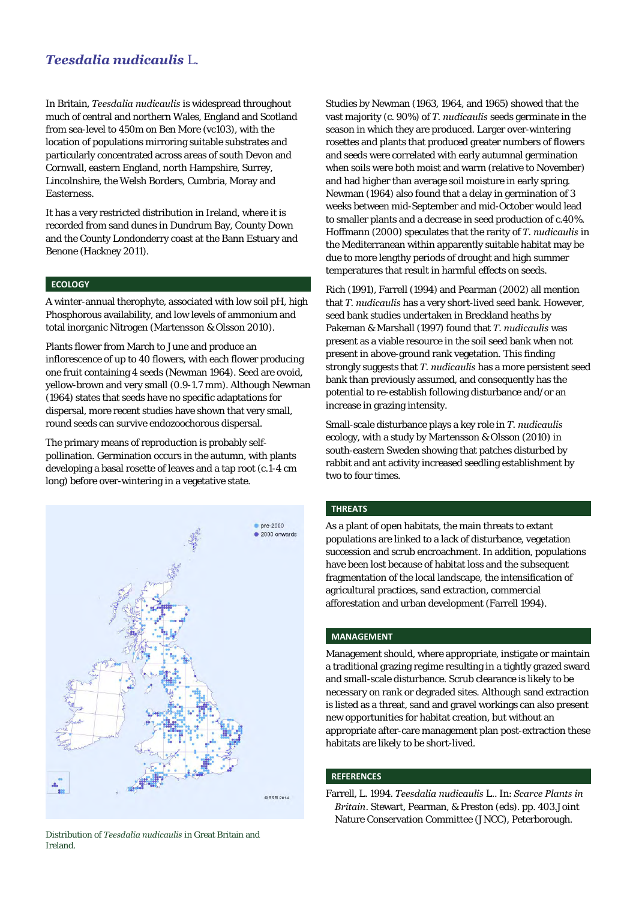# *Teesdalia nudicaulis* L.

In Britain, *Teesdalia nudicaulis* is widespread throughout much of central and northern Wales, England and Scotland from sea-level to 450m on Ben More (vc103), with the location of populations mirroring suitable substrates and particularly concentrated across areas of south Devon and Cornwall, eastern England, north Hampshire, Surrey, Lincolnshire, the Welsh Borders, Cumbria, Moray and Easterness.

It has a very restricted distribution in Ireland, where it is recorded from sand dunes in Dundrum Bay, County Down and the County Londonderry coast at the Bann Estuary and Benone (Hackney 2011).

## ECOLOGY

A winter-annual therophyte, associated with low soil pH, high Phosphorous availability, and low levels of ammonium and total inorganic Nitrogen (Martensson & Olsson 2010).

Plants flower from March to June and produce an inflorescence of up to 40 flowers, with each flower producing one fruit containing 4 seeds (Newman 1964). Seed are ovoid, yellow-brown and very small (0.9-1.7 mm). Although Newman (1964) states that seeds have no specific adaptations for dispersal, more recent studies have shown that very small, round seeds can survive endozoochorous dispersal.

The primary means of reproduction is probably self-pollination. Germination occurs in the autumn, with plants developing a basal rosette of leaves and a tap root (c.1-4 cm long) before over-wintering in a vegetative state.

Distribution of *Teesdalia nudicaulis* in Great Britain and Ireland.

Studies by Newman (1963, 1964, and 1965) showed that the vast majority (c. 90%) of *T. nudicaulis* seeds germinate in the season in which they are produced. Larger over-wintering rosettes and plants that produced greater numbers of flowers and seeds were correlated with early autumnal germination when soils were both moist and warm (relative to November) and had higher than average soil moisture in early spring. Newman (1964) also found that a delay in germination of 3 weeks between mid-September and mid-October would lead to smaller plants and a decrease in seed production of c.40%. Hoffmann (2000) speculates that the rarity of *T. nudicaulis* in the Mediterranean within apparently suitable habitat may be due to more lengthy periods of drought and high summer temperatures that result in harmful effects on seeds.

Rich (1991), Farrell (1994) and Pearman (2002) all mention that *T. nudicaulis* has a very short-lived seed bank. However, seed bank studies undertaken in Breckland heaths by Pakeman & Marshall (1997) found that *T. nudicaulis* was present as a viable resource in the soil seed bank when not present in above-ground rank vegetation. This finding strongly suggests that *T. nudicaulis* has a more persistent seed bank than previously assumed, and consequently has the potential to re-establish following disturbance and/or an increase in grazing intensity.

Small-scale disturbance plays a key role in *T. nudicaulis* ecology, with a study by Martensson & Olsson (2010) in south-eastern Sweden showing that patches disturbed by rabbit and ant activity increased seedling establishment by two to four times.

## THREATS

As a plant of open habitats, the main threats to extant populations are linked to a lack of disturbance, vegetation succession and scrub encroachment. In addition, populations have been lost because of habitat loss and the subsequent fragmentation of the local landscape, the intensification of agricultural practices, sand extraction, commercial afforestation and urban development (Farrell 1994).

## MANAGEMENT

Management should, where appropriate, instigate or maintain a traditional grazing regime resulting in a tightly grazed sward and small-scale disturbance. Scrub clearance is likely to be necessary on rank or degraded sites. Although sand extraction is listed as a threat, sand and gravel workings can also present new opportunities for habitat creation, but without an appropriate after-care management plan post-extraction these habitats are likely to be short-lived.

## REFERENCES

Farrell, L. 1994. *Teesdalia nudicaulis* L.. In: *Scarce Plants in Britain*. Stewart, Pearman, & Preston (eds). pp. 403.Joint Nature Conservation Committee (JNCC), Peterborough.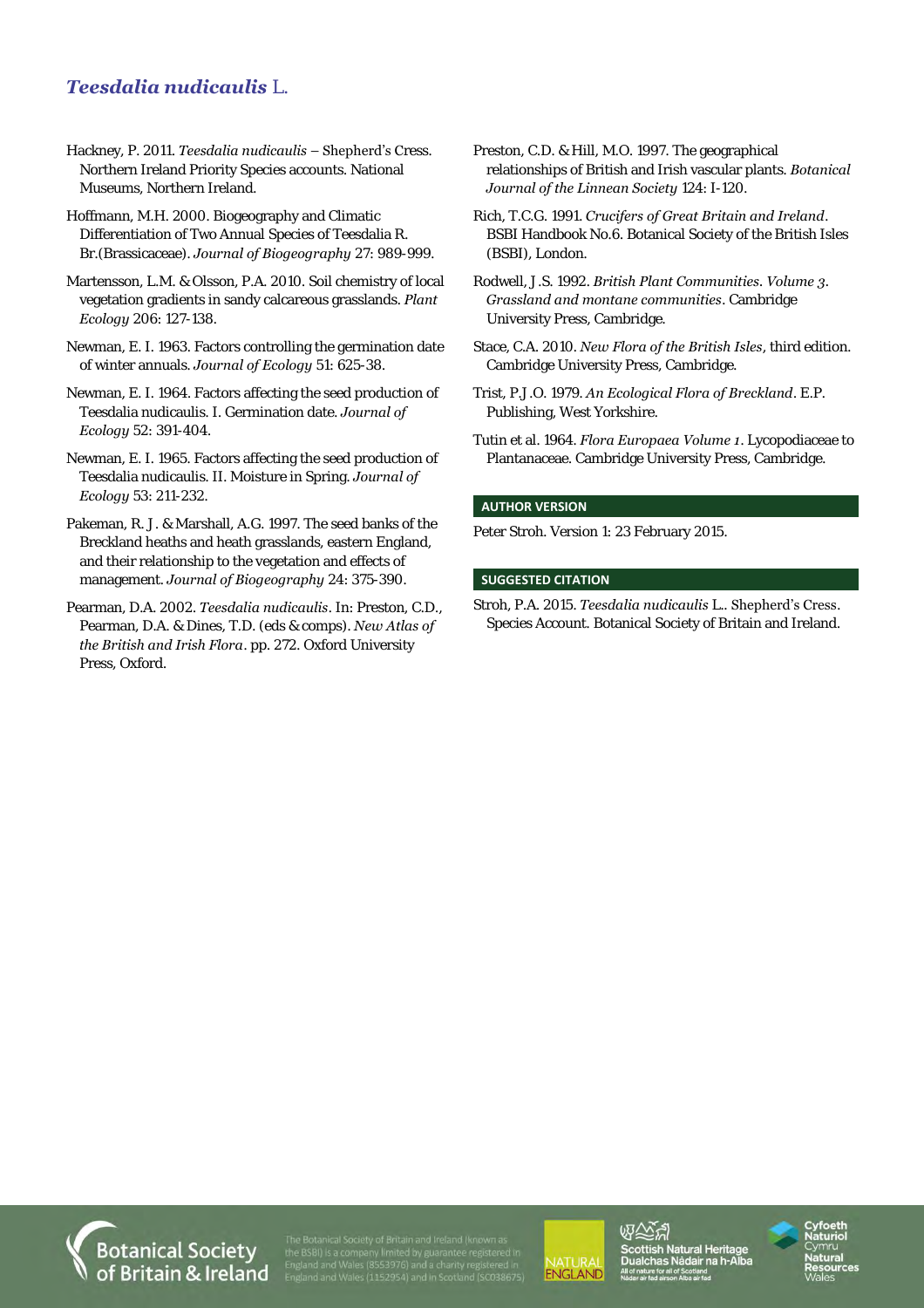# *Teesdalia nudicaulis* L.

Hackney, P. 2011. *Teesdalia nudicaulis* – Shepherd's Cress. Northern Ireland Priority Species accounts. National Museums, Northern Ireland.

Hoffmann, M.H. 2000. Biogeography and Climatic Differentiation of Two Annual Species of Teesdalia R. Br.(Brassicaceae). *Journal of Biogeography* 27: 989-999.

Martensson, L.M. & Olsson, P.A. 2010. Soil chemistry of local vegetation gradients in sandy calcareous grasslands. *Plant Ecology* 206: 127-138.

Newman, E. I. 1963. Factors controlling the germination date of winter annuals. *Journal of Ecology* 51: 625-38.

Newman, E. I. 1964. Factors affecting the seed production of Teesdalia nudicaulis. I. Germination date. *Journal of Ecology* 52: 391-404.

Newman, E. I. 1965. Factors affecting the seed production of Teesdalia nudicaulis. II. Moisture in Spring. *Journal of Ecology* 53: 211-232.

Pakeman, R. J. & Marshall, A.G. 1997. The seed banks of the Breckland heaths and heath grasslands, eastern England, and their relationship to the vegetation and effects of management. *Journal of Biogeography* 24: 375-390.

Pearman, D.A. 2002. *Teesdalia nudicaulis*. In: Preston, C.D., Pearman, D.A. & Dines, T.D. (eds & comps). *New Atlas of the British and Irish Flora*. pp. 272. Oxford University Press, Oxford.

Preston, C.D. & Hill, M.O. 1997. The geographical relationships of British and Irish vascular plants. *Botanical Journal of the Linnean Society* 124: I-120.

Rich, T.C.G. 1991. *Crucifers of Great Britain and Ireland*. BSBI Handbook No.6. Botanical Society of the British Isles (BSBI), London.

Rodwell, J.S. 1992. *British Plant Communities. Volume 3. Grassland and montane communities*. Cambridge University Press, Cambridge.

Stace, C.A. 2010. *New Flora of the British Isles*, third edition. Cambridge University Press, Cambridge.

Trist, P.J.O. 1979. *An Ecological Flora of Breckland*. E.P. Publishing, West Yorkshire.

Tutin et al. 1964. *Flora Europaea Volume 1*. Lycopodiaceae to Plantanaceae. Cambridge University Press, Cambridge.

## AUTHOR VERSION

Peter Stroh. Version 1: 23 February 2015.

## SUGGESTED CITATION

Stroh, P.A. 2015. *Teesdalia nudicaulis* L.. Shepherd's Cress. Species Account. Botanical Society of Britain and Ireland.

Botanical Society of Britain & Ireland

The Botanical Society of Britain and Ireland (known as the BSBI) is a company limited by guarantee registered in England and Wales (8553976) and a charity registered in England and Wales (1152954) and in Scotland (SC038675)